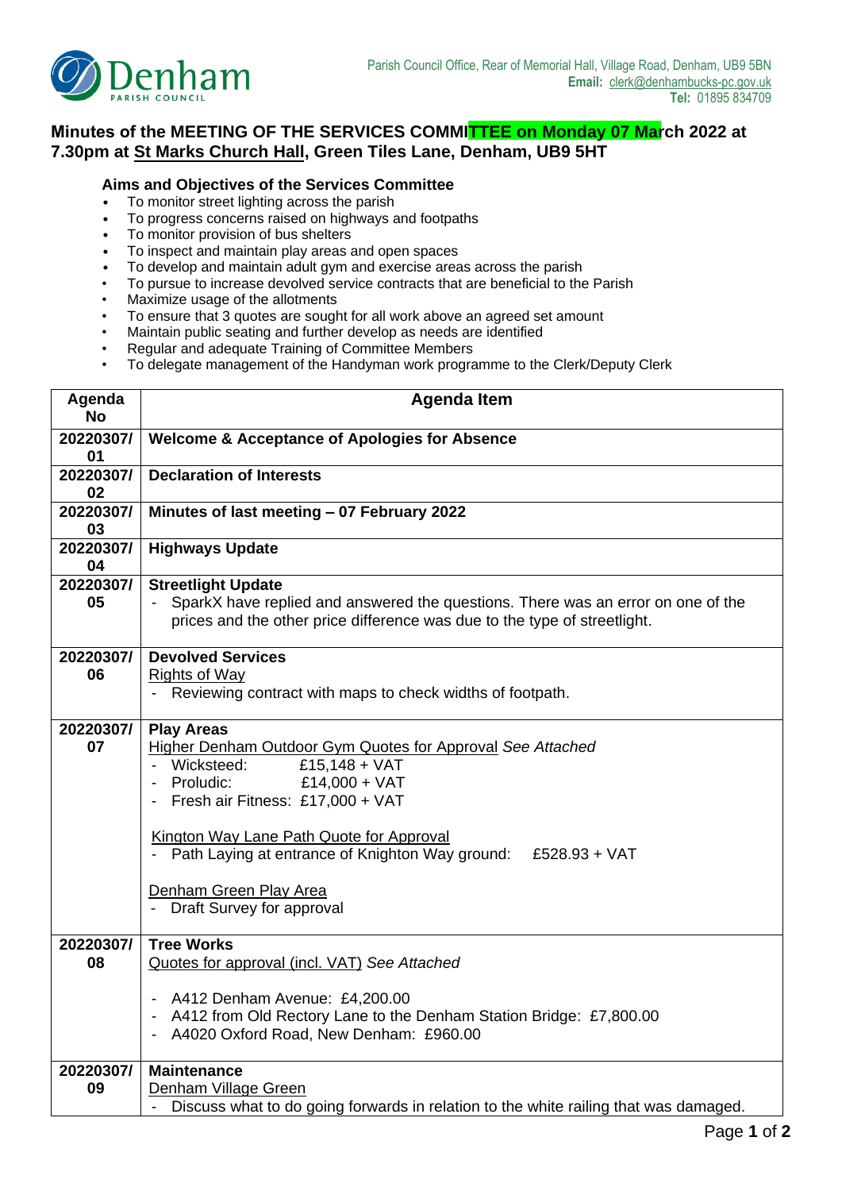Parish Council Office, Rear of Memorial Hall, Village Road, Denham, UB9 5BN
**Email:** clerk@denhambucks-pc.gov.uk
**Tel:** 01895 834709

## Minutes of the MEETING OF THE SERVICES COMMITTEE on Monday 07 March 2022 at 7.30pm at St Marks Church Hall, Green Tiles Lane, Denham, UB9 5HT

### Aims and Objectives of the Services Committee

- To monitor street lighting across the parish
- To progress concerns raised on highways and footpaths
- To monitor provision of bus shelters
- To inspect and maintain play areas and open spaces
- To develop and maintain adult gym and exercise areas across the parish
- To pursue to increase devolved service contracts that are beneficial to the Parish
- Maximize usage of the allotments
- To ensure that 3 quotes are sought for all work above an agreed set amount
- Maintain public seating and further develop as needs are identified
- Regular and adequate Training of Committee Members
- To delegate management of the Handyman work programme to the Clerk/Deputy Clerk

| Agenda No | Agenda Item |
|---|---|
| 20220307/01 | **Welcome & Acceptance of Apologies for Absence** |
| 20220307/02 | **Declaration of Interests** |
| 20220307/03 | **Minutes of last meeting – 07 February 2022** |
| 20220307/04 | **Highways Update** |
| 20220307/05 | **Streetlight Update**<br>- SparkX have replied and answered the questions. There was an error on one of the prices and the other price difference was due to the type of streetlight. |
| 20220307/06 | **Devolved Services**<br>Rights of Way<br>- Reviewing contract with maps to check widths of footpath. |
| 20220307/07 | **Play Areas**<br>Higher Denham Outdoor Gym Quotes for Approval *See Attached*<br>- Wicksteed: £15,148 + VAT<br>- Proludic: £14,000 + VAT<br>- Fresh air Fitness: £17,000 + VAT<br><br>Kington Way Lane Path Quote for Approval<br>- Path Laying at entrance of Knighton Way ground: £528.93 + VAT<br><br>Denham Green Play Area<br>- Draft Survey for approval |
| 20220307/08 | **Tree Works**<br>Quotes for approval (incl. VAT) *See Attached*<br><br>- A412 Denham Avenue: £4,200.00<br>- A412 from Old Rectory Lane to the Denham Station Bridge: £7,800.00<br>- A4020 Oxford Road, New Denham: £960.00 |
| 20220307/09 | **Maintenance**<br>Denham Village Green<br>- Discuss what to do going forwards in relation to the white railing that was damaged. |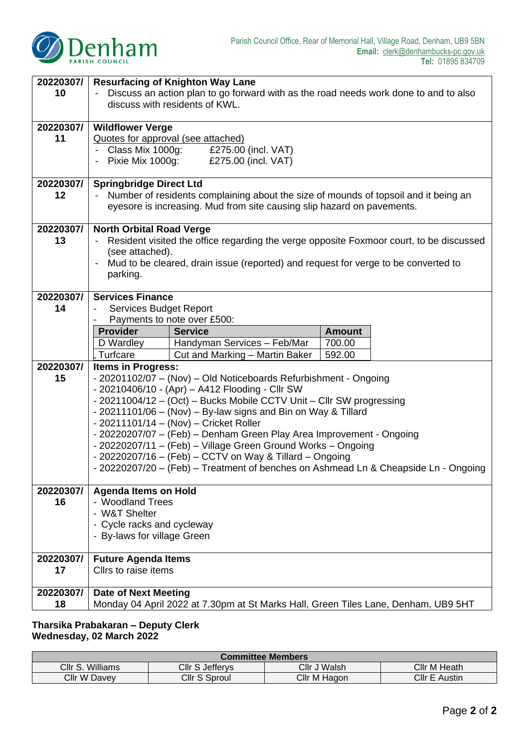Parish Council Office, Rear of Memorial Hall, Village Road, Denham, UB9 5BN
**Email:** clerk@denhambucks-pc.gov.uk
**Tel:** 01895 834709

| | |
|---|---|
| **20220307/ 10** | **Resurfacing of Knighton Way Lane**<br>- Discuss an action plan to go forward with as the road needs work done to and to also discuss with residents of KWL. |
| **20220307/ 11** | **Wildflower Verge**<br>Quotes for approval (see attached)<br>- Class Mix 1000g: £275.00 (incl. VAT)<br>- Pixie Mix 1000g: £275.00 (incl. VAT) |
| **20220307/ 12** | **Springbridge Direct Ltd**<br>- Number of residents complaining about the size of mounds of topsoil and it being an eyesore is increasing. Mud from site causing slip hazard on pavements. |
| **20220307/ 13** | **North Orbital Road Verge**<br>- Resident visited the office regarding the verge opposite Foxmoor court, to be discussed (see attached).<br>- Mud to be cleared, drain issue (reported) and request for verge to be converted to parking. |
| **20220307/ 14** | **Services Finance**<br>- Services Budget Report<br>- Payments to note over £500:<br>**Provider** / **Service** / **Amount**<br>D Wardley / Handyman Services – Feb/Mar / 700.00<br>Turfcare / Cut and Marking – Martin Baker / 592.00 |
| **20220307/ 15** | **Items in Progress:**<br>- 20201102/07 – (Nov) – Old Noticeboards Refurbishment - Ongoing<br>- 20210406/10 - (Apr) – A412 Flooding - Cllr SW<br>- 20211004/12 – (Oct) – Bucks Mobile CCTV Unit – Cllr SW progressing<br>- 20211101/06 – (Nov) – By-law signs and Bin on Way & Tillard<br>- 20211101/14 – (Nov) – Cricket Roller<br>- 20220207/07 – (Feb) – Denham Green Play Area Improvement - Ongoing<br>- 20220207/11 – (Feb) – Village Green Ground Works – Ongoing<br>- 20220207/16 – (Feb) – CCTV on Way & Tillard – Ongoing<br>- 20220207/20 – (Feb) – Treatment of benches on Ashmead Ln & Cheapside Ln - Ongoing |
| **20220307/ 16** | **Agenda Items on Hold**<br>- Woodland Trees<br>- W&T Shelter<br>- Cycle racks and cycleway<br>- By-laws for village Green |
| **20220307/ 17** | **Future Agenda Items**<br>Cllrs to raise items |
| **20220307/ 18** | **Date of Next Meeting**<br>Monday 04 April 2022 at 7.30pm at St Marks Hall, Green Tiles Lane, Denham, UB9 5HT |

**Tharsika Prabakaran – Deputy Clerk**
**Wednesday, 02 March 2022**

| **Committee Members** | | | |
|---|---|---|---|
| Cllr S. Williams | Cllr S Jefferys | Cllr J Walsh | Cllr M Heath |
| Cllr W Davey | Cllr S Sproul | Cllr M Hagon | Cllr E Austin |